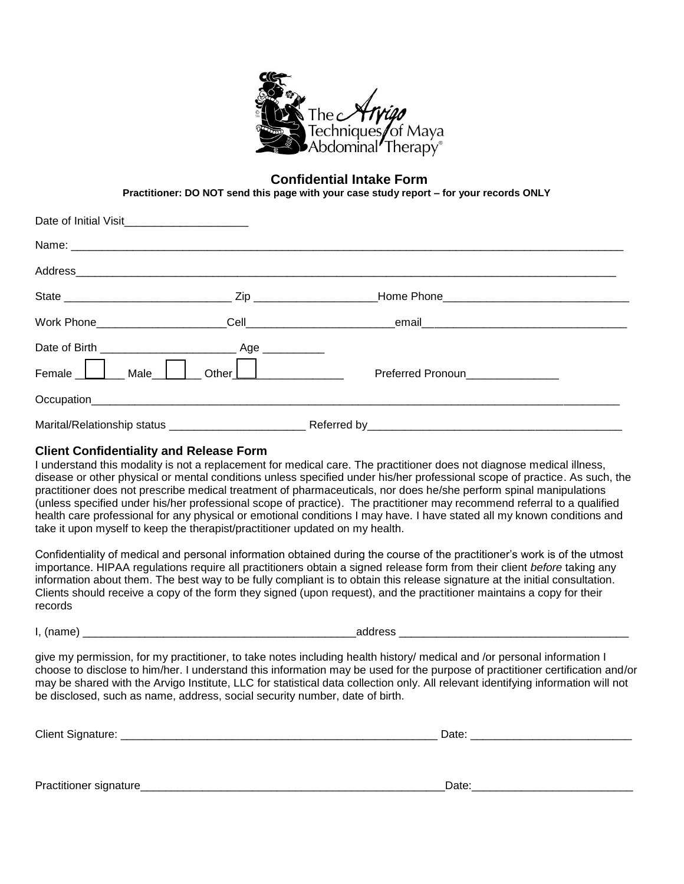The Arvigo Techniques of Maya Abdominal Therapy®

## Confidential Intake Form

**Practitioner: DO NOT send this page with your case study report – for your records ONLY**

Date of Initial Visit____________________

Name: ____________________________________________________________________________________

Address___________________________________________________________________________________

State ___________________________ Zip ___________________Home Phone______________________________

Work Phone____________________Cell_______________________email________________________________

Date of Birth ______________________ Age __________

Female ☐ Male ☐ Other ☐ ________________ Preferred Pronoun_______________

Occupation________________________________________________________________________________

Marital/Relationship status ______________________ Referred by________________________________________

### Client Confidentiality and Release Form

I understand this modality is not a replacement for medical care. The practitioner does not diagnose medical illness, disease or other physical or mental conditions unless specified under his/her professional scope of practice. As such, the practitioner does not prescribe medical treatment of pharmaceuticals, nor does he/she perform spinal manipulations (unless specified under his/her professional scope of practice). The practitioner may recommend referral to a qualified health care professional for any physical or emotional conditions I may have. I have stated all my known conditions and take it upon myself to keep the therapist/practitioner updated on my health.

Confidentiality of medical and personal information obtained during the course of the practitioner's work is of the utmost importance. HIPAA regulations require all practitioners obtain a signed release form from their client *before* taking any information about them. The best way to be fully compliant is to obtain this release signature at the initial consultation. Clients should receive a copy of the form they signed (upon request), and the practitioner maintains a copy for their records

I, (name) ______________________________________________address ____________________________________

give my permission, for my practitioner, to take notes including health history/ medical and /or personal information I choose to disclose to him/her. I understand this information may be used for the purpose of practitioner certification and/or may be shared with the Arvigo Institute, LLC for statistical data collection only. All relevant identifying information will not be disclosed, such as name, address, social security number, date of birth.

Client Signature: ______________________________________________________ Date: __________________________

Practitioner signature____________________________________________________Date:__________________________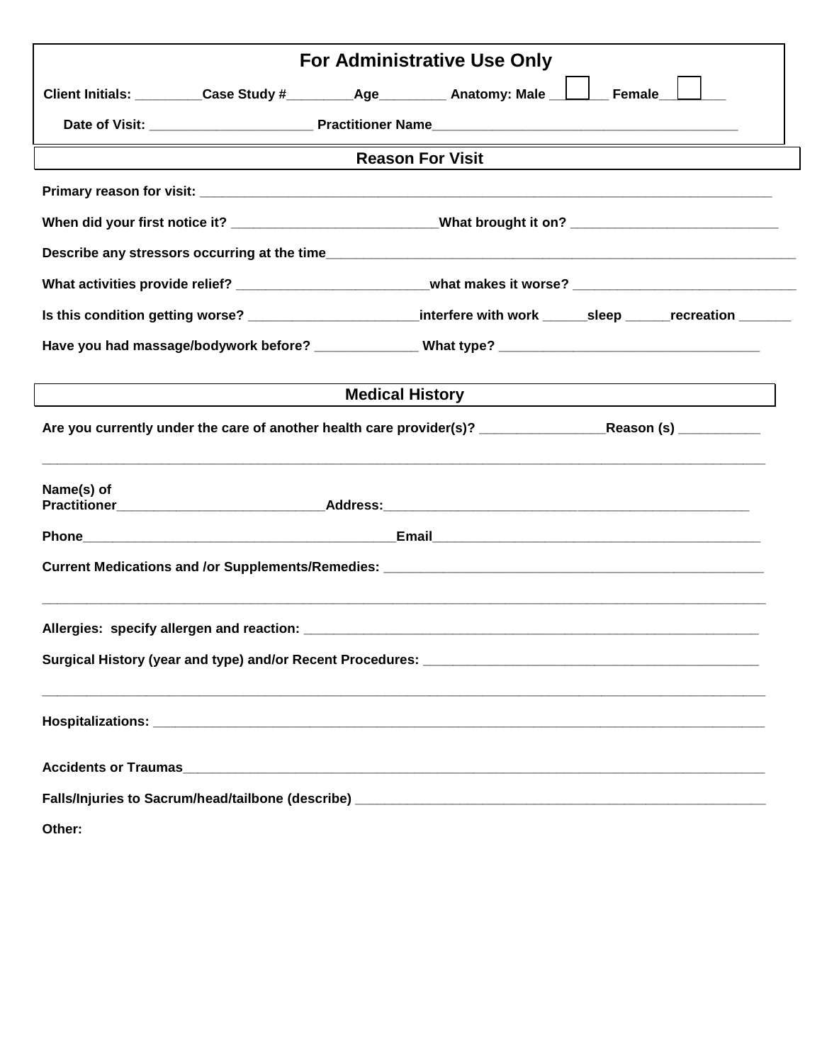## For Administrative Use Only

**Client Initials:** _________**Case Study #**_________**Age**_________ **Anatomy: Male** ☐ **Female** ☐

**Date of Visit:** ______________________ **Practitioner Name**_________________________________________

## Reason For Visit

**Primary reason for visit:** ___________________________________________________________________________

**When did your first notice it?** ___________________________**What brought it on?** ____________________________

**Describe any stressors occurring at the time**__________________________________________________________________

**What activities provide relief?** _________________________**what makes it worse?** ______________________________

**Is this condition getting worse?** _______________________**interfere with work** ______**sleep** ______**recreation** _______

**Have you had massage/bodywork before?** ______________ **What type?** ___________________________________

## Medical History

**Are you currently under the care of another health care provider(s)?** _________________**Reason (s)** ___________

_____________________________________________________________________________________________

**Name(s) of Practitioner**_____________________________**Address:**____________________________________________________

**Phone**___________________________________________**Email**_____________________________________________

**Current Medications and /or Supplements/Remedies:** ______________________________________________________

_____________________________________________________________________________________________

**Allergies: specify allergen and reaction:** __________________________________________________________________

**Surgical History (year and type) and/or Recent Procedures:** _____________________________________________

_____________________________________________________________________________________________

**Hospitalizations:** ___________________________________________________________________________________

**Accidents or Traumas**________________________________________________________________________________

**Falls/Injuries to Sacrum/head/tailbone (describe)** _________________________________________________________

**Other:**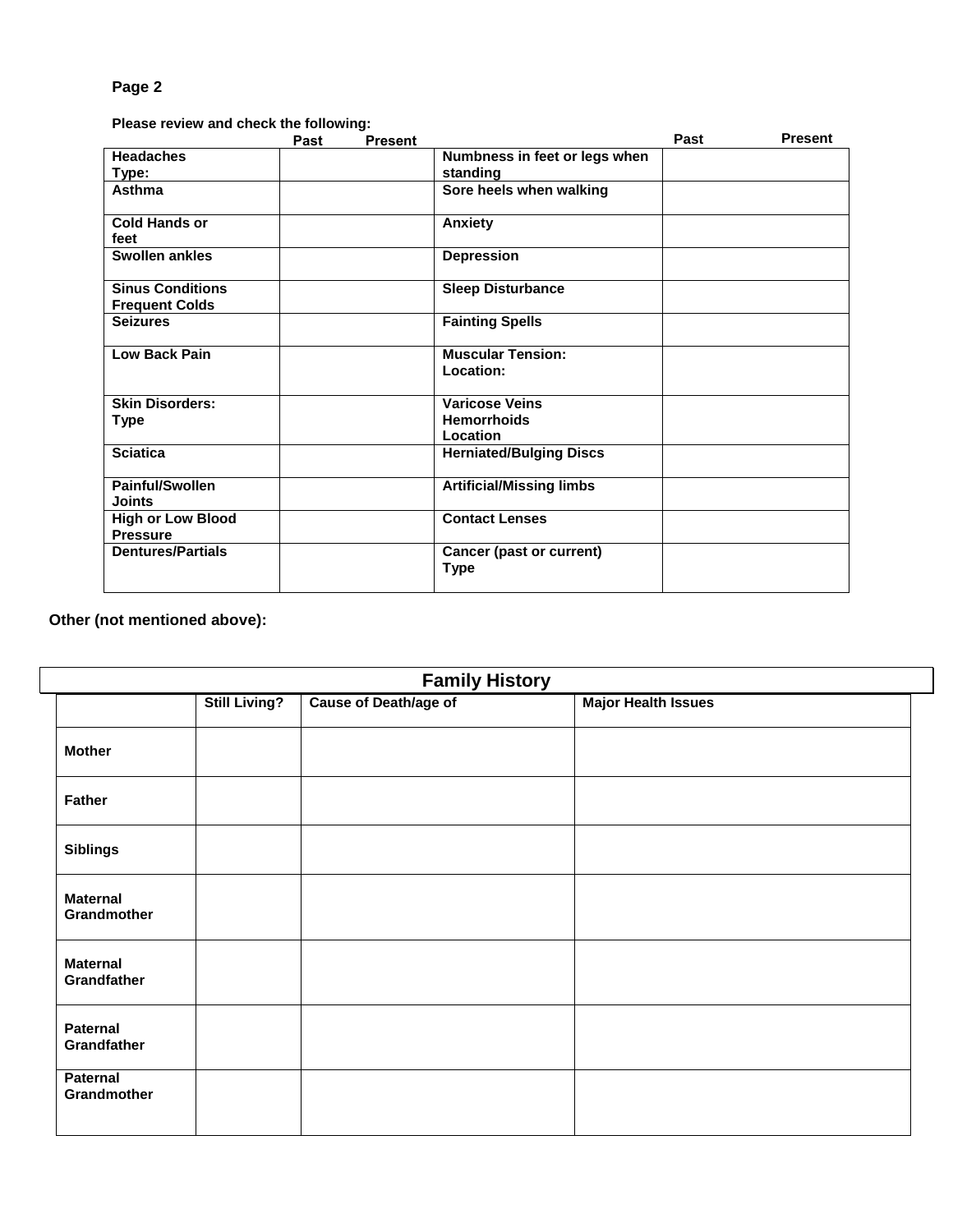**Page 2**

**Please review and check the following:**

| | Past | Present | | Past | Present |
|---|---|---|---|---|---|
| **Headaches Type:** | | | **Numbness in feet or legs when standing** | | |
| **Asthma** | | | **Sore heels when walking** | | |
| **Cold Hands or feet** | | | **Anxiety** | | |
| **Swollen ankles** | | | **Depression** | | |
| **Sinus Conditions Frequent Colds** | | | **Sleep Disturbance** | | |
| **Seizures** | | | **Fainting Spells** | | |
| **Low Back Pain** | | | **Muscular Tension: Location:** | | |
| **Skin Disorders: Type** | | | **Varicose Veins Hemorrhoids Location** | | |
| **Sciatica** | | | **Herniated/Bulging Discs** | | |
| **Painful/Swollen Joints** | | | **Artificial/Missing limbs** | | |
| **High or Low Blood Pressure** | | | **Contact Lenses** | | |
| **Dentures/Partials** | | | **Cancer (past or current) Type** | | |

**Other (not mentioned above):**

## Family History

| | Still Living? | Cause of Death/age of | Major Health Issues |
|---|---|---|---|
| **Mother** | | | |
| **Father** | | | |
| **Siblings** | | | |
| **Maternal Grandmother** | | | |
| **Maternal Grandfather** | | | |
| **Paternal Grandfather** | | | |
| **Paternal Grandmother** | | | |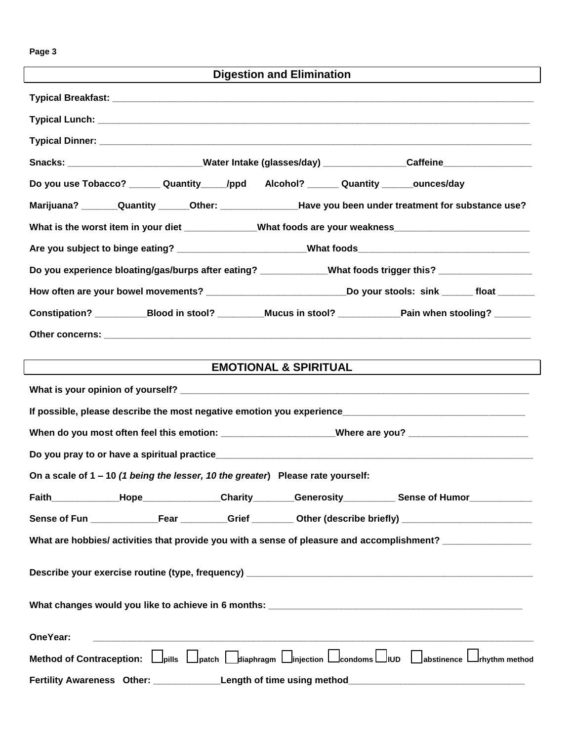## Digestion and Elimination

**Typical Breakfast:** ______________________________________________________________________________

**Typical Lunch:** ________________________________________________________________________________

**Typical Dinner:** _______________________________________________________________________________

**Snacks:** _________________________ **Water Intake (glasses/day)** _______________ **Caffeine** _________________

**Do you use Tobacco?** ______ **Quantity** _____ **/ppd** **Alcohol?** ______ **Quantity** ______ **ounces/day**

**Marijuana?** _______ **Quantity** ______ **Other:** _______________ **Have you been under treatment for substance use?**

**What is the worst item in your diet** ______________ **What foods are your weakness** __________________________

**Are you subject to binge eating?** _________________________ **What foods** _________________________________

**Do you experience bloating/gas/burps after eating?** _____________ **What foods trigger this?** __________________

**How often are your bowel movements?** ___________________________ **Do your stools: sink** ______ **float** _______

**Constipation?** __________ **Blood in stool?** _________ **Mucus in stool?** ____________ **Pain when stooling?** _______

**Other concerns:** ______________________________________________________________________________

## EMOTIONAL & SPIRITUAL

**What is your opinion of yourself?** ________________________________________________________________

**If possible, please describe the most negative emotion you experience** ___________________________________

**When do you most often feel this emotion:** ______________________ **Where are you?** _______________________

**Do you pray to or have a spiritual practice** ______________________________________________________________

**On a scale of 1 – 10** ***(1 being the lesser, 10 the greater)*** **Please rate yourself:**

**Faith** _____________ **Hope** _______________ **Charity** ________ **Generosity** __________ **Sense of Humor** ____________

**Sense of Fun** _____________ **Fear** _________ **Grief** ________ **Other (describe briefly)** _________________________

**What are hobbies/ activities that provide you with a sense of pleasure and accomplishment?** _________________

**Describe your exercise routine (type, frequency)** ___________________________________________________________

**What changes would you like to achieve in 6 months:** ___________________________________________________

**OneYear:** ____________________________________________________________________________________

**Method of Contraception:** ☐ pills ☐ patch ☐ diaphragm ☐ injection ☐ condoms ☐ IUD ☐ abstinence ☐ rhythm method

**Fertility Awareness Other:** _____________ **Length of time using method** __________________________________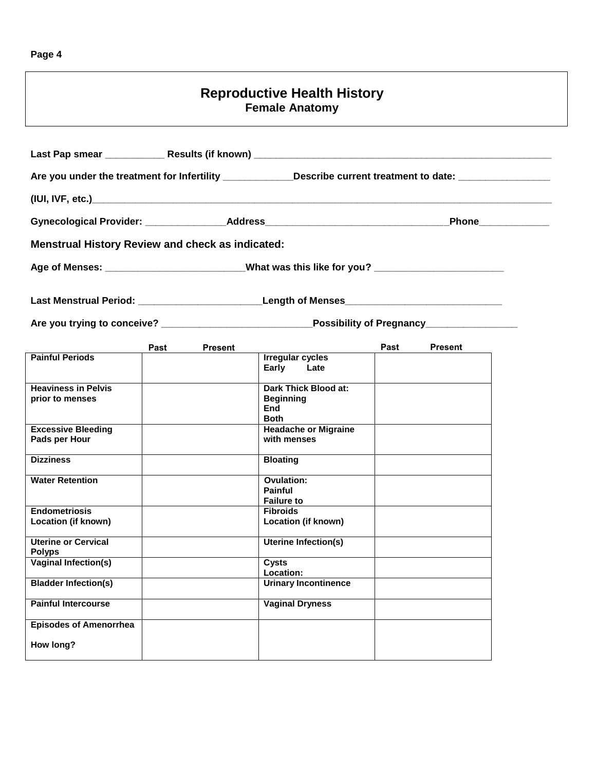# Reproductive Health History
## Female Anatomy

**Last Pap smear** ___________ **Results (if known)** _______________________________________________________

**Are you under the treatment for Infertility** ____________ **Describe current treatment to date:** ________________

**(IUI, IVF, etc.)**____________________________________________________________________________________

**Gynecological Provider:** ______________ **Address**_________________________________ **Phone**____________

### Menstrual History Review and check as indicated:

**Age of Menses:** ________________________ **What was this like for you?** _______________________

**Last Menstrual Period:** ______________________ **Length of Menses**____________________________

**Are you trying to conceive?** ___________________________ **Possibility of Pregnancy**________________

| | Past &nbsp;&nbsp;&nbsp; Present | | Past &nbsp;&nbsp;&nbsp; Present |
|---|---|---|---|
| **Painful Periods** | | **Irregular cycles**<br>**Early &nbsp;&nbsp;&nbsp; Late** | |
| **Heaviness in Pelvis prior to menses** | | **Dark Thick Blood at:**<br>**Beginning**<br>**End**<br>**Both** | |
| **Excessive Bleeding**<br>**Pads per Hour** | | **Headache or Migraine with menses** | |
| **Dizziness** | | **Bloating** | |
| **Water Retention** | | **Ovulation:**<br>**Painful**<br>**Failure to** | |
| **Endometriosis**<br>**Location (if known)** | | **Fibroids**<br>**Location (if known)** | |
| **Uterine or Cervical Polyps** | | **Uterine Infection(s)** | |
| **Vaginal Infection(s)** | | **Cysts**<br>**Location:** | |
| **Bladder Infection(s)** | | **Urinary Incontinence** | |
| **Painful Intercourse** | | **Vaginal Dryness** | |
| **Episodes of Amenorrhea**<br><br>**How long?** | | | |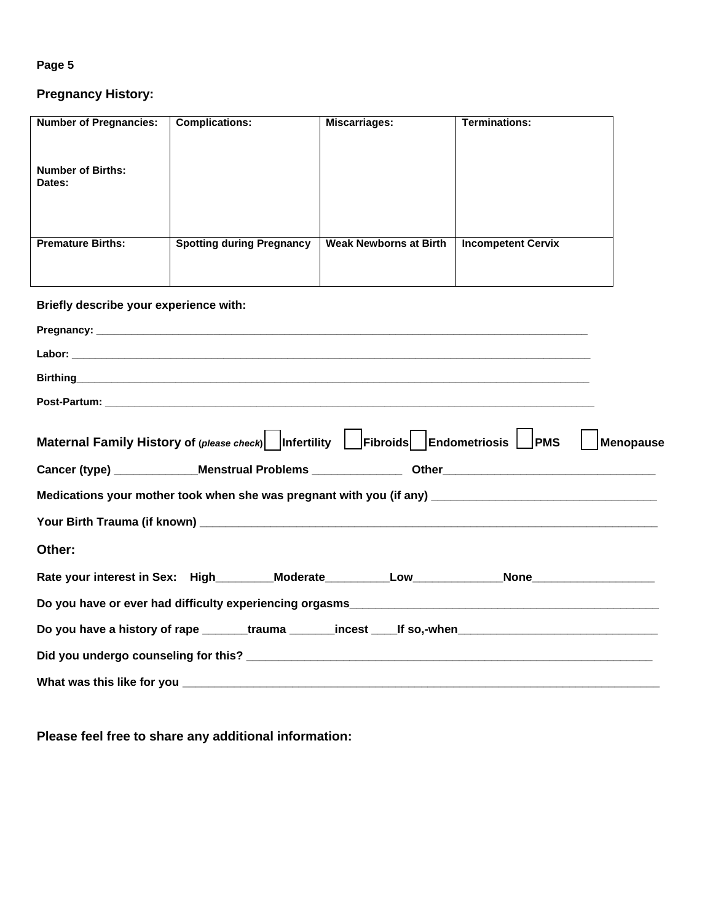**Page 5**

## Pregnancy History:

| Number of Pregnancies:<br><br>Number of Births:<br>Dates: | Complications: | Miscarriages: | Terminations: |
|---|---|---|---|
| **Premature Births:** | **Spotting during Pregnancy** | **Weak Newborns at Birth** | **Incompetent Cervix** |

**Briefly describe your experience with:**

**Pregnancy:** ____________________________________________________________________________________

**Labor:** ________________________________________________________________________________________

**Birthing**_______________________________________________________________________________________

**Post-Partum:** ___________________________________________________________________________________

**Maternal Family History of** (*please check*) ☐ **Infertility** ☐ **Fibroids** ☐ **Endometriosis** ☐ **PMS** ☐ **Menopause**

**Cancer (type)** _____________**Menstrual Problems** ______________ **Other**_________________________________

**Medications your mother took when she was pregnant with you (if any)** ___________________________________

**Your Birth Trauma (if known)** _________________________________________________________________________

## Other:

**Rate your interest in Sex: High**_________**Moderate**__________**Low**______________**None**___________________

**Do you have or ever had difficulty experiencing orgasms**__________________________________________________

**Do you have a history of rape** _______**trauma** _______**incest** ____**If so,-when**_______________________________

**Did you undergo counseling for this?** __________________________________________________________________

**What was this like for you** ___________________________________________________________________________

**Please feel free to share any additional information:**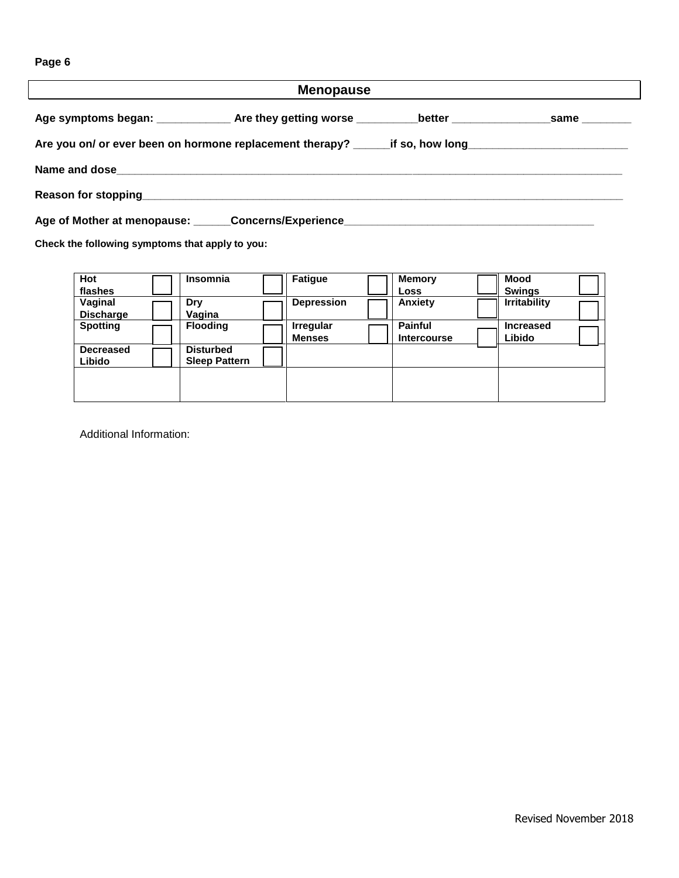Page 6

## Menopause

**Age symptoms began: ____________ Are they getting worse __________better ________________same ________**

**Are you on/ or ever been on hormone replacement therapy? ______if so, how long__________________________**

**Name and dose______________________________________________________________________________________**

**Reason for stopping__________________________________________________________________________________**

**Age of Mother at menopause: ______Concerns/Experience_________________________________________**

**Check the following symptoms that apply to you:**

| | | | | |
|---|---|---|---|---|
| **Hot flashes** ☐ | **Insomnia** ☐ | **Fatigue** ☐ | **Memory Loss** ☐ | **Mood Swings** ☐ |
| **Vaginal Discharge** ☐ | **Dry Vagina** ☐ | **Depression** ☐ | **Anxiety** ☐ | **Irritability** ☐ |
| **Spotting** ☐ | **Flooding** ☐ | **Irregular Menses** ☐ | **Painful Intercourse** ☐ | **Increased Libido** ☐ |
| **Decreased Libido** ☐ | **Disturbed Sleep Pattern** ☐ | | | |
| | | | | |

Additional Information:

Revised November 2018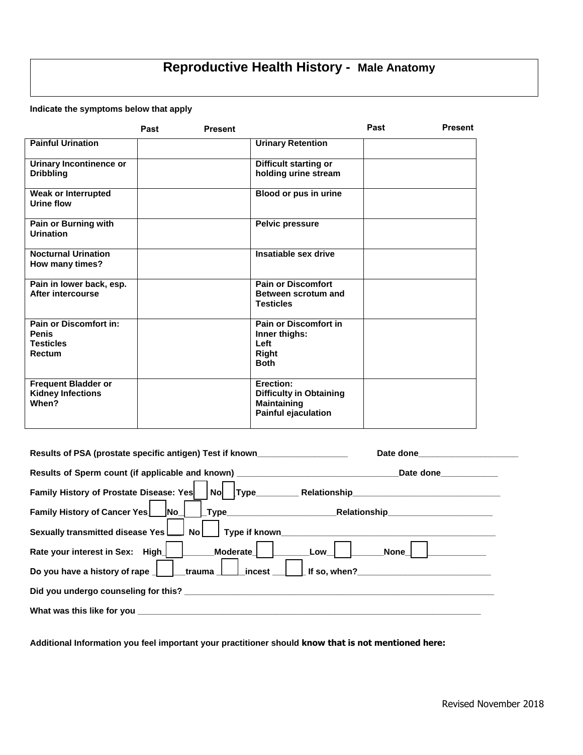# Reproductive Health History - Male Anatomy

**Indicate the symptoms below that apply**

| | Past / Present | | Past / Present |
|---|---|---|---|
| **Painful Urination** | | **Urinary Retention** | |
| **Urinary Incontinence or Dribbling** | | **Difficult starting or holding urine stream** | |
| **Weak or Interrupted Urine flow** | | **Blood or pus in urine** | |
| **Pain or Burning with Urination** | | **Pelvic pressure** | |
| **Nocturnal Urination How many times?** | | **Insatiable sex drive** | |
| **Pain in lower back, esp. After intercourse** | | **Pain or Discomfort Between scrotum and Testicles** | |
| **Pain or Discomfort in: Penis Testicles Rectum** | | **Pain or Discomfort in Inner thighs: Left Right Both** | |
| **Frequent Bladder or Kidney Infections When?** | | **Erection: Difficulty in Obtaining Maintaining Painful ejaculation** | |

**Results of PSA (prostate specific antigen) Test if known\_\_\_\_\_\_\_\_\_\_\_\_\_\_\_\_\_\_\_ Date done\_\_\_\_\_\_\_\_\_\_\_\_\_\_\_\_\_\_\_\_\_**

**Results of Sperm count (if applicable and known) \_\_\_\_\_\_\_\_\_\_\_\_\_\_\_\_\_\_\_\_\_\_\_\_\_\_\_\_\_\_\_\_\_Date done\_\_\_\_\_\_\_\_\_\_\_\_**

**Family History of Prostate Disease: Yes☐ No☐ Type\_\_\_\_\_\_\_\_\_ Relationship\_\_\_\_\_\_\_\_\_\_\_\_\_\_\_\_\_\_\_\_\_\_\_\_\_\_\_\_\_\_\_**

**Family History of Cancer Yes☐ No☐ Type\_\_\_\_\_\_\_\_\_\_\_\_\_\_\_\_\_\_\_\_\_\_\_Relationship\_\_\_\_\_\_\_\_\_\_\_\_\_\_\_\_\_\_\_\_\_\_**

**Sexually transmitted disease Yes☐ No☐ Type if known\_\_\_\_\_\_\_\_\_\_\_\_\_\_\_\_\_\_\_\_\_\_\_\_\_\_\_\_\_\_\_\_\_\_\_\_\_\_\_\_\_\_\_\_\_**

**Rate your interest in Sex: High☐ Moderate☐ Low☐ None☐**

**Do you have a history of rape ☐ trauma ☐ incest ☐ If so, when?\_\_\_\_\_\_\_\_\_\_\_\_\_\_\_\_\_\_\_\_\_\_\_\_\_\_\_\_**

**Did you undergo counseling for this? \_\_\_\_\_\_\_\_\_\_\_\_\_\_\_\_\_\_\_\_\_\_\_\_\_\_\_\_\_\_\_\_\_\_\_\_\_\_\_\_\_\_\_\_\_\_\_\_\_\_\_\_\_\_\_\_\_\_\_\_\_\_\_\_**

**What was this like for you \_\_\_\_\_\_\_\_\_\_\_\_\_\_\_\_\_\_\_\_\_\_\_\_\_\_\_\_\_\_\_\_\_\_\_\_\_\_\_\_\_\_\_\_\_\_\_\_\_\_\_\_\_\_\_\_\_\_\_\_\_\_\_\_\_\_\_\_\_\_\_\_\_**

**Additional Information you feel important your practitioner should know that is not mentioned here:**

Revised November 2018